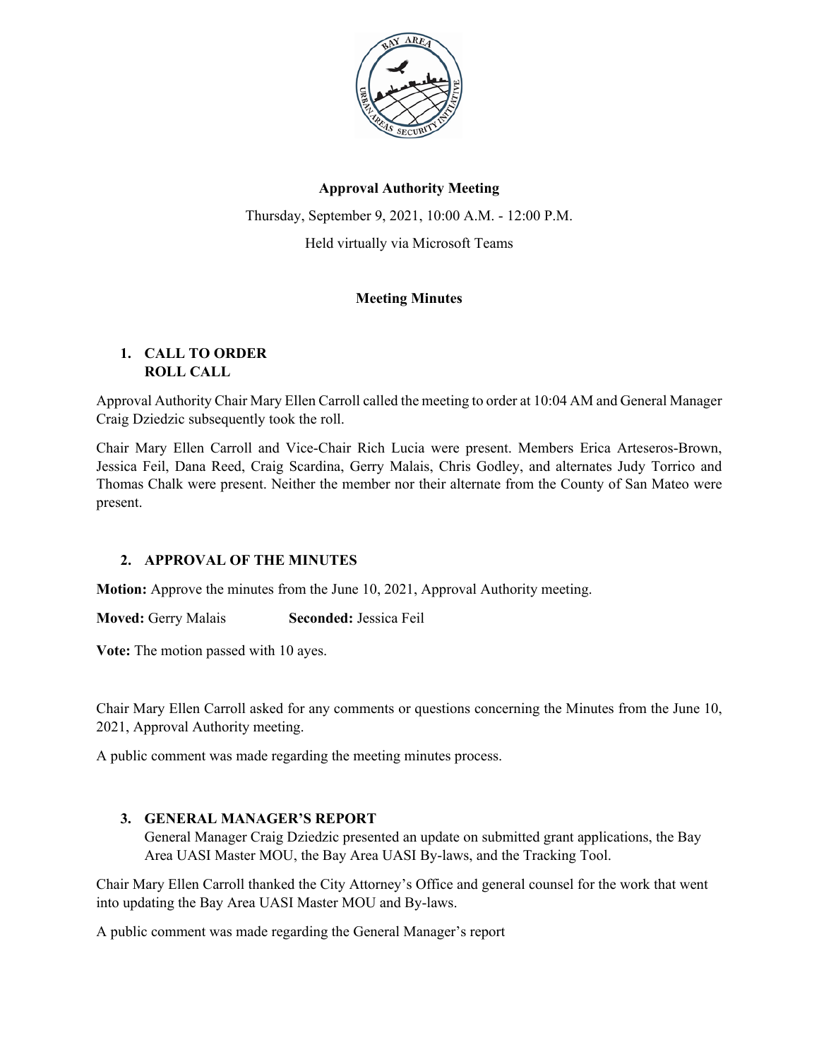**Approval Authority Meeting**

Thursday, September 9, 2021, 10:00 A.M. - 12:00 P.M.

Held virtually via Microsoft Teams

**Meeting Minutes**

## 1. CALL TO ORDER ROLL CALL

Approval Authority Chair Mary Ellen Carroll called the meeting to order at 10:04 AM and General Manager Craig Dziedzic subsequently took the roll.

Chair Mary Ellen Carroll and Vice-Chair Rich Lucia were present. Members Erica Arteseros-Brown, Jessica Feil, Dana Reed, Craig Scardina, Gerry Malais, Chris Godley, and alternates Judy Torrico and Thomas Chalk were present. Neither the member nor their alternate from the County of San Mateo were present.

## 2. APPROVAL OF THE MINUTES

**Motion:** Approve the minutes from the June 10, 2021, Approval Authority meeting.

**Moved:** Gerry Malais **Seconded:** Jessica Feil

**Vote:** The motion passed with 10 ayes.

Chair Mary Ellen Carroll asked for any comments or questions concerning the Minutes from the June 10, 2021, Approval Authority meeting.

A public comment was made regarding the meeting minutes process.

## 3. GENERAL MANAGER'S REPORT

General Manager Craig Dziedzic presented an update on submitted grant applications, the Bay Area UASI Master MOU, the Bay Area UASI By-laws, and the Tracking Tool.

Chair Mary Ellen Carroll thanked the City Attorney's Office and general counsel for the work that went into updating the Bay Area UASI Master MOU and By-laws.

A public comment was made regarding the General Manager's report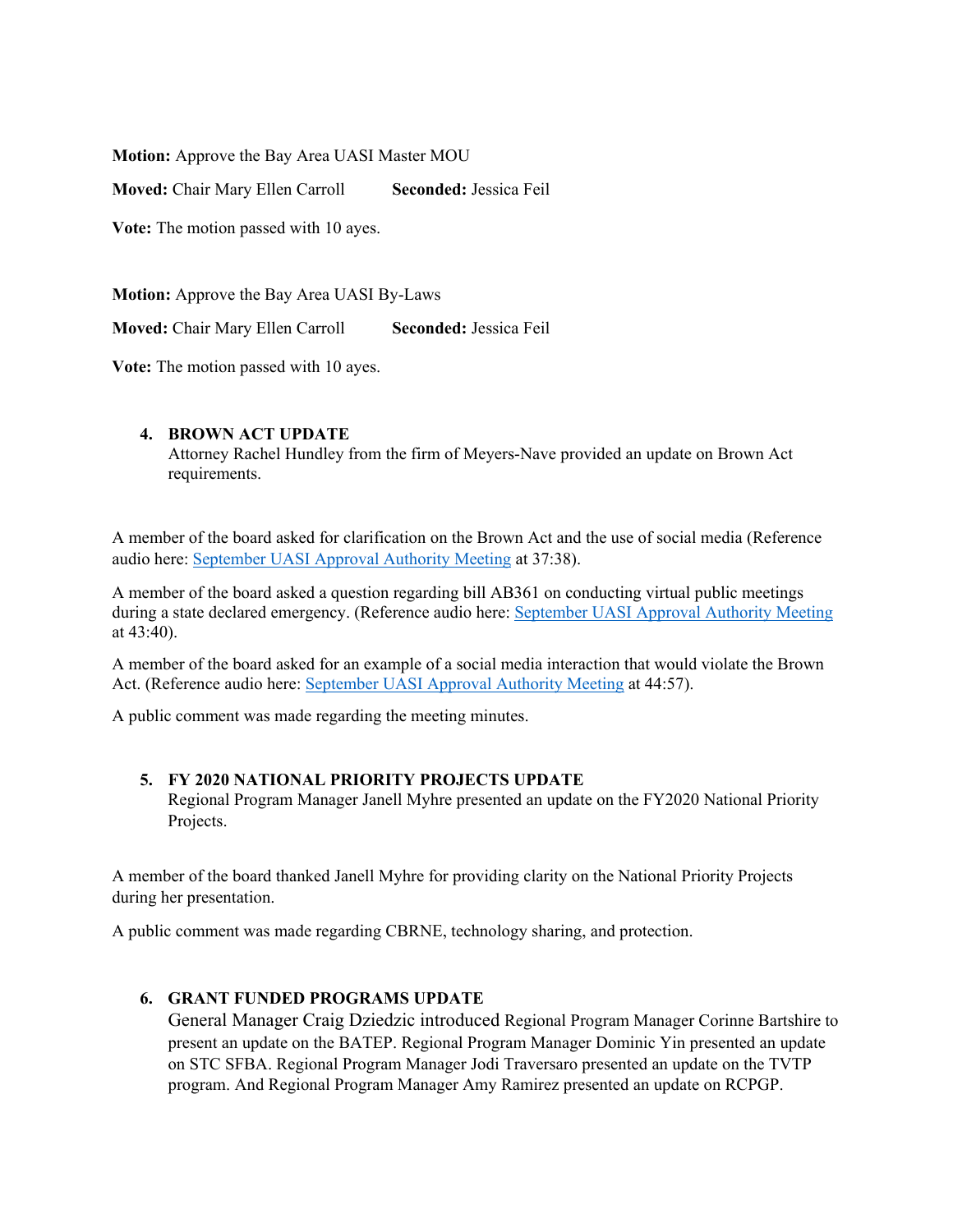**Motion:** Approve the Bay Area UASI Master MOU

**Moved:** Chair Mary Ellen Carroll **Seconded:** Jessica Feil

**Vote:** The motion passed with 10 ayes.

**Motion:** Approve the Bay Area UASI By-Laws

**Moved:** Chair Mary Ellen Carroll **Seconded:** Jessica Feil

**Vote:** The motion passed with 10 ayes.

4. **BROWN ACT UPDATE**
   Attorney Rachel Hundley from the firm of Meyers-Nave provided an update on Brown Act requirements.

A member of the board asked for clarification on the Brown Act and the use of social media (Reference audio here: September UASI Approval Authority Meeting at 37:38).

A member of the board asked a question regarding bill AB361 on conducting virtual public meetings during a state declared emergency. (Reference audio here: September UASI Approval Authority Meeting at 43:40).

A member of the board asked for an example of a social media interaction that would violate the Brown Act. (Reference audio here: September UASI Approval Authority Meeting at 44:57).

A public comment was made regarding the meeting minutes.

5. **FY 2020 NATIONAL PRIORITY PROJECTS UPDATE**
   Regional Program Manager Janell Myhre presented an update on the FY2020 National Priority Projects.

A member of the board thanked Janell Myhre for providing clarity on the National Priority Projects during her presentation.

A public comment was made regarding CBRNE, technology sharing, and protection.

6. **GRANT FUNDED PROGRAMS UPDATE**
   General Manager Craig Dziedzic introduced Regional Program Manager Corinne Bartshire to present an update on the BATEP. Regional Program Manager Dominic Yin presented an update on STC SFBA. Regional Program Manager Jodi Traversaro presented an update on the TVTP program. And Regional Program Manager Amy Ramirez presented an update on RCPGP.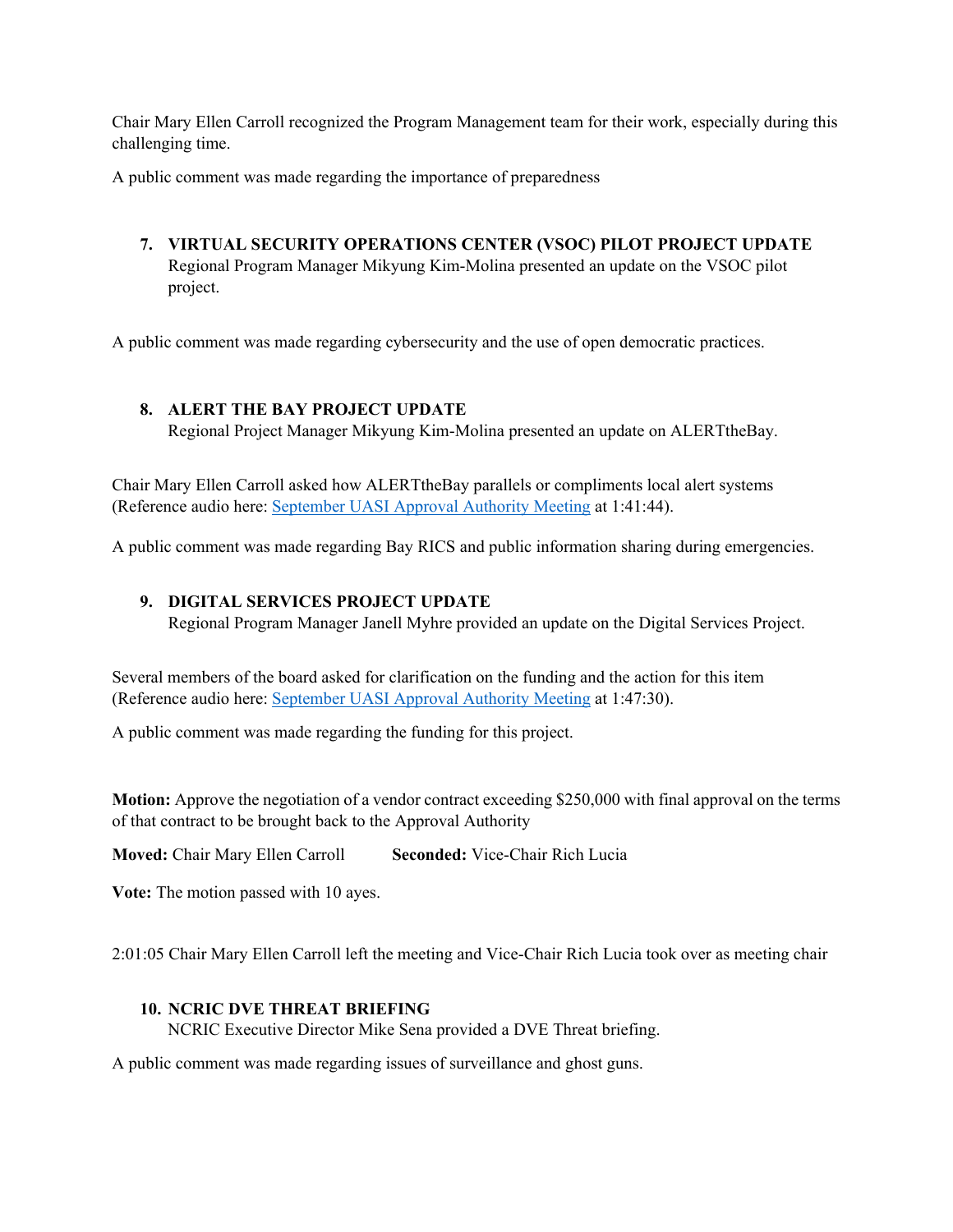Chair Mary Ellen Carroll recognized the Program Management team for their work, especially during this challenging time.

A public comment was made regarding the importance of preparedness

7. **VIRTUAL SECURITY OPERATIONS CENTER (VSOC) PILOT PROJECT UPDATE**
   Regional Program Manager Mikyung Kim-Molina presented an update on the VSOC pilot project.

A public comment was made regarding cybersecurity and the use of open democratic practices.

8. **ALERT THE BAY PROJECT UPDATE**
   Regional Project Manager Mikyung Kim-Molina presented an update on ALERTtheBay.

Chair Mary Ellen Carroll asked how ALERTtheBay parallels or compliments local alert systems (Reference audio here: [September UASI Approval Authority Meeting]() at 1:41:44).

A public comment was made regarding Bay RICS and public information sharing during emergencies.

9. **DIGITAL SERVICES PROJECT UPDATE**
   Regional Program Manager Janell Myhre provided an update on the Digital Services Project.

Several members of the board asked for clarification on the funding and the action for this item (Reference audio here: [September UASI Approval Authority Meeting]() at 1:47:30).

A public comment was made regarding the funding for this project.

**Motion:** Approve the negotiation of a vendor contract exceeding $250,000 with final approval on the terms of that contract to be brought back to the Approval Authority

**Moved:** Chair Mary Ellen Carroll **Seconded:** Vice-Chair Rich Lucia

**Vote:** The motion passed with 10 ayes.

2:01:05 Chair Mary Ellen Carroll left the meeting and Vice-Chair Rich Lucia took over as meeting chair

10. **NCRIC DVE THREAT BRIEFING**
    NCRIC Executive Director Mike Sena provided a DVE Threat briefing.

A public comment was made regarding issues of surveillance and ghost guns.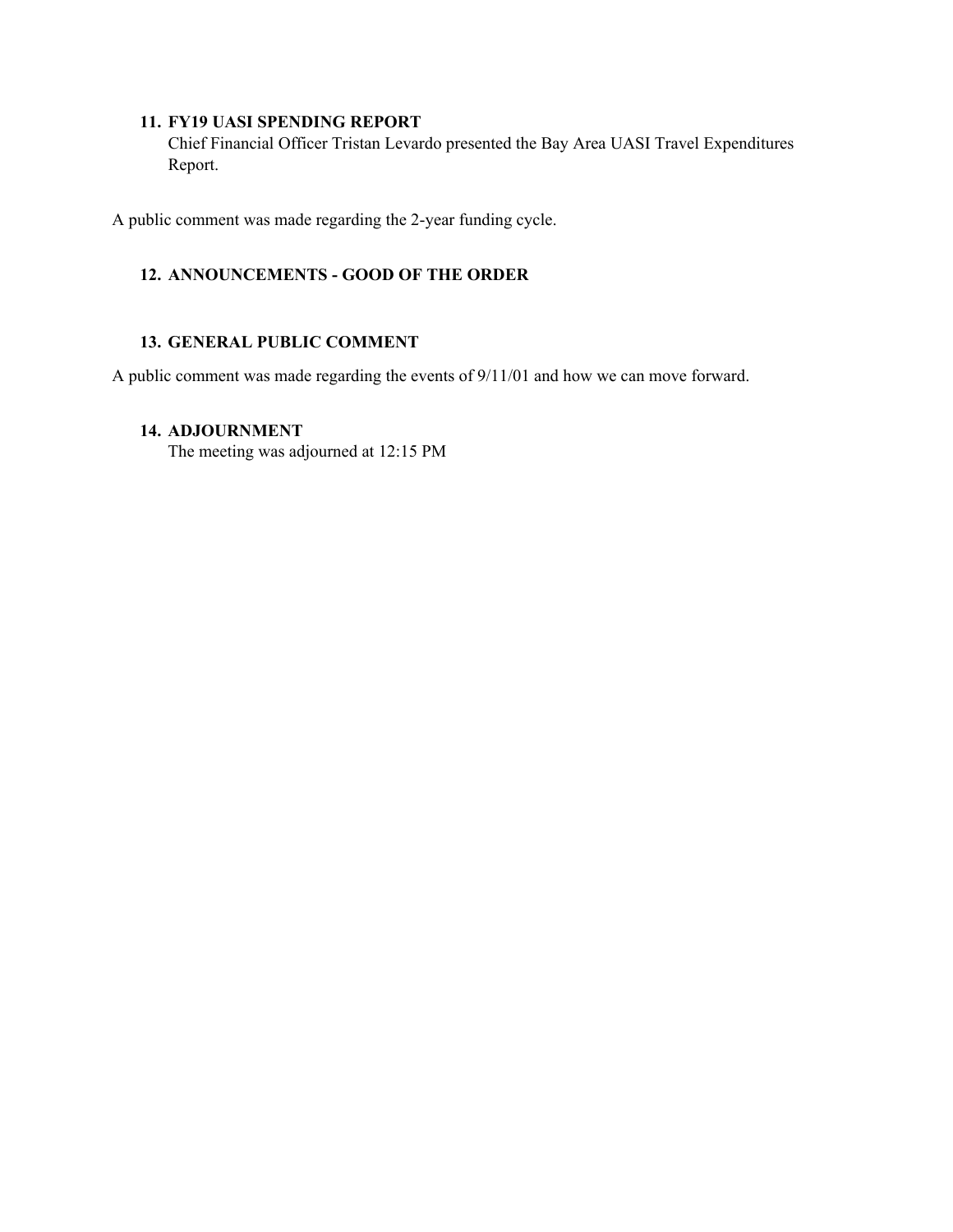**11. FY19 UASI SPENDING REPORT**

Chief Financial Officer Tristan Levardo presented the Bay Area UASI Travel Expenditures Report.

A public comment was made regarding the 2-year funding cycle.

**12. ANNOUNCEMENTS - GOOD OF THE ORDER**

**13. GENERAL PUBLIC COMMENT**

A public comment was made regarding the events of 9/11/01 and how we can move forward.

**14. ADJOURNMENT**

The meeting was adjourned at 12:15 PM